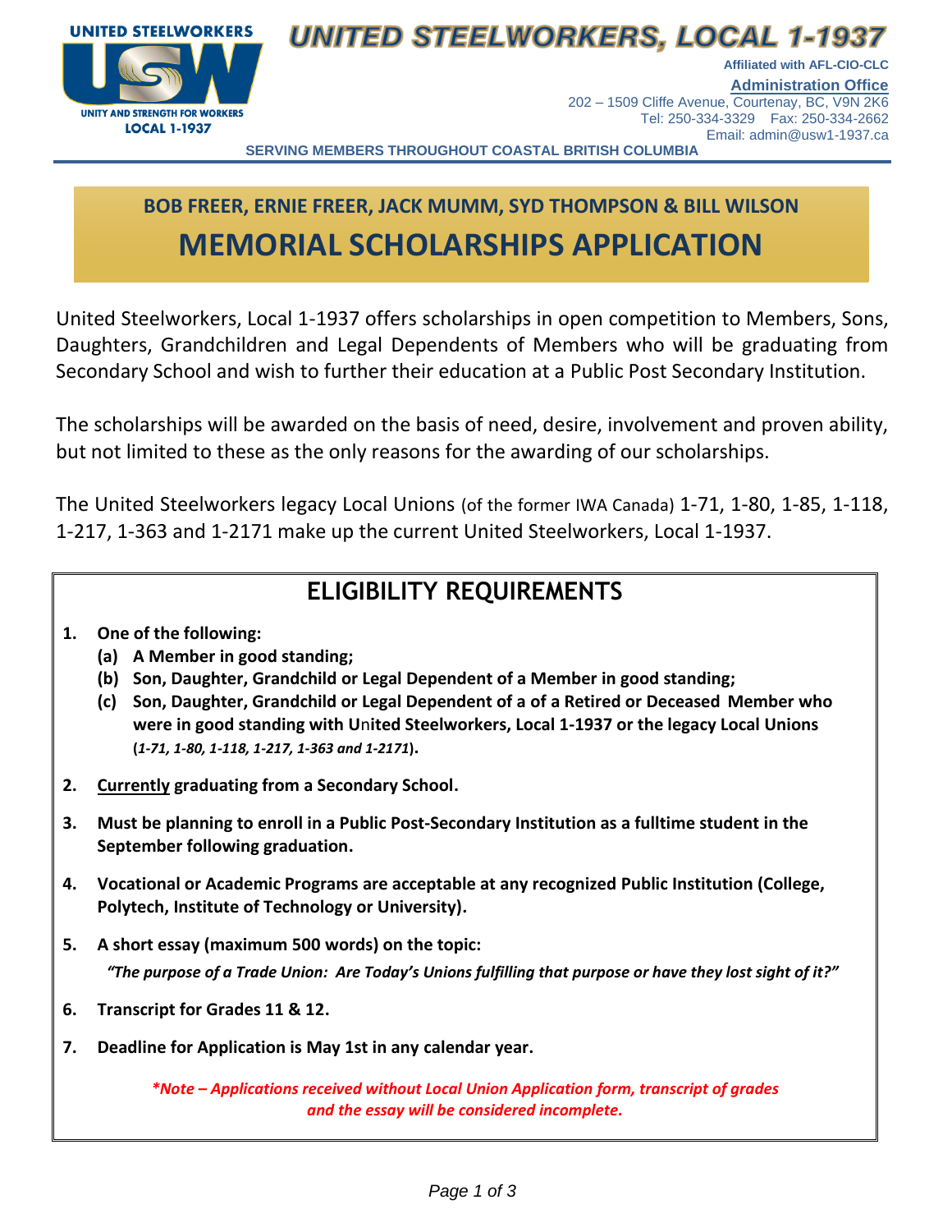# UNITED STEELWORKERS, LOCAL 1-1937

UNITED STEELWORKERS
UNITY AND STRENGTH FOR WORKERS
LOCAL 1-1937

Affiliated with AFL-CIO-CLC

**Administration Office**
202 – 1509 Cliffe Avenue, Courtenay, BC, V9N 2K6
Tel: 250-334-3329 Fax: 250-334-2662
Email: admin@usw1-1937.ca

**SERVING MEMBERS THROUGHOUT COASTAL BRITISH COLUMBIA**

## BOB FREER, ERNIE FREER, JACK MUMM, SYD THOMPSON & BILL WILSON

# MEMORIAL SCHOLARSHIPS APPLICATION

United Steelworkers, Local 1-1937 offers scholarships in open competition to Members, Sons, Daughters, Grandchildren and Legal Dependents of Members who will be graduating from Secondary School and wish to further their education at a Public Post Secondary Institution.

The scholarships will be awarded on the basis of need, desire, involvement and proven ability, but not limited to these as the only reasons for the awarding of our scholarships.

The United Steelworkers legacy Local Unions (of the former IWA Canada) 1-71, 1-80, 1-85, 1-118, 1-217, 1-363 and 1-2171 make up the current United Steelworkers, Local 1-1937.

## ELIGIBILITY REQUIREMENTS

1. **One of the following:**
   - **(a) A Member in good standing;**
   - **(b) Son, Daughter, Grandchild or Legal Dependent of a Member in good standing;**
   - **(c) Son, Daughter, Grandchild or Legal Dependent of a of a Retired or Deceased Member who were in good standing with United Steelworkers, Local 1-1937 or the legacy Local Unions (*1-71, 1-80, 1-118, 1-217, 1-363 and 1-2171*).**
2. **Currently graduating from a Secondary School.**
3. **Must be planning to enroll in a Public Post-Secondary Institution as a fulltime student in the September following graduation.**
4. **Vocational or Academic Programs are acceptable at any recognized Public Institution (College, Polytech, Institute of Technology or University).**
5. **A short essay (maximum 500 words) on the topic:**
   ***"The purpose of a Trade Union: Are Today's Unions fulfilling that purpose or have they lost sight of it?"***
6. **Transcript for Grades 11 & 12.**
7. **Deadline for Application is May 1st in any calendar year.**

***\*Note – Applications received without Local Union Application form, transcript of grades and the essay will be considered incomplete.***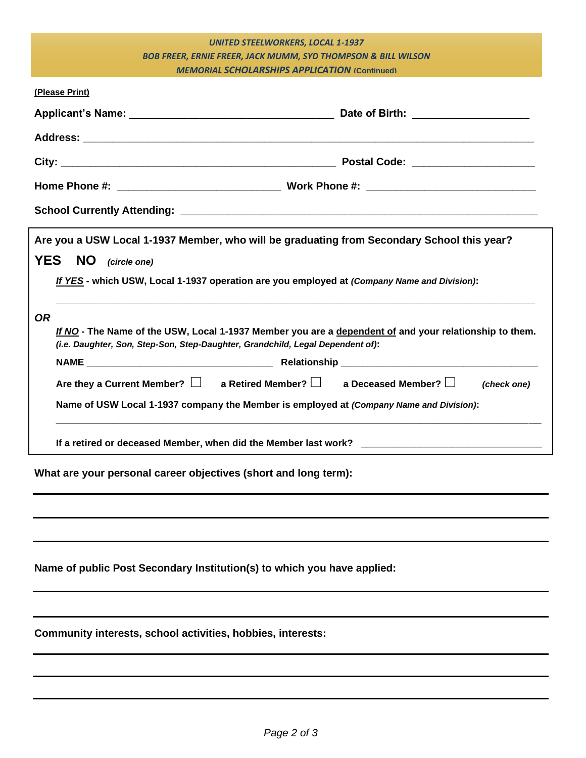*UNITED STEELWORKERS, LOCAL 1-1937*
*BOB FREER, ERNIE FREER, JACK MUMM, SYD THOMPSON & BILL WILSON*
*MEMORIAL SCHOLARSHIPS APPLICATION* **(Continued)**

**(Please Print)**

**Applicant's Name:** _________________________________ **Date of Birth:** ___________________

**Address:** _______________________________________________________________________

**City:** ____________________________________________ **Postal Code:** ____________________

**Home Phone #:** ___________________________ **Work Phone #:** ____________________________

**School Currently Attending:** ___________________________________________________________

**Are you a USW Local 1-1937 Member, who will be graduating from Secondary School this year?**

**YES NO** *(circle one)*

***If YES*** **- which USW, Local 1-1937 operation are you employed at** ***(Company Name and Division)*****:**

_______________________________________________________________________________

***OR***

***If NO*** **- The Name of the USW, Local 1-1937 Member you are a dependent of and your relationship to them.** ***(i.e. Daughter, Son, Step-Son, Step-Daughter, Grandchild, Legal Dependent of)*****:**

**NAME** __________________________________ **Relationship** ___________________________________

**Are they a Current Member?** ☐ **a Retired Member?** ☐ **a Deceased Member?** ☐ *(check one)*

**Name of USW Local 1-1937 company the Member is employed at** ***(Company Name and Division)*****:**

_______________________________________________________________________________

**If a retired or deceased Member, when did the Member last work?** _________________________________

**What are your personal career objectives (short and long term):**

_______________________________________________________________________________

_______________________________________________________________________________

_______________________________________________________________________________

**Name of public Post Secondary Institution(s) to which you have applied:**

_______________________________________________________________________________

_______________________________________________________________________________

**Community interests, school activities, hobbies, interests:**

_______________________________________________________________________________

_______________________________________________________________________________

_______________________________________________________________________________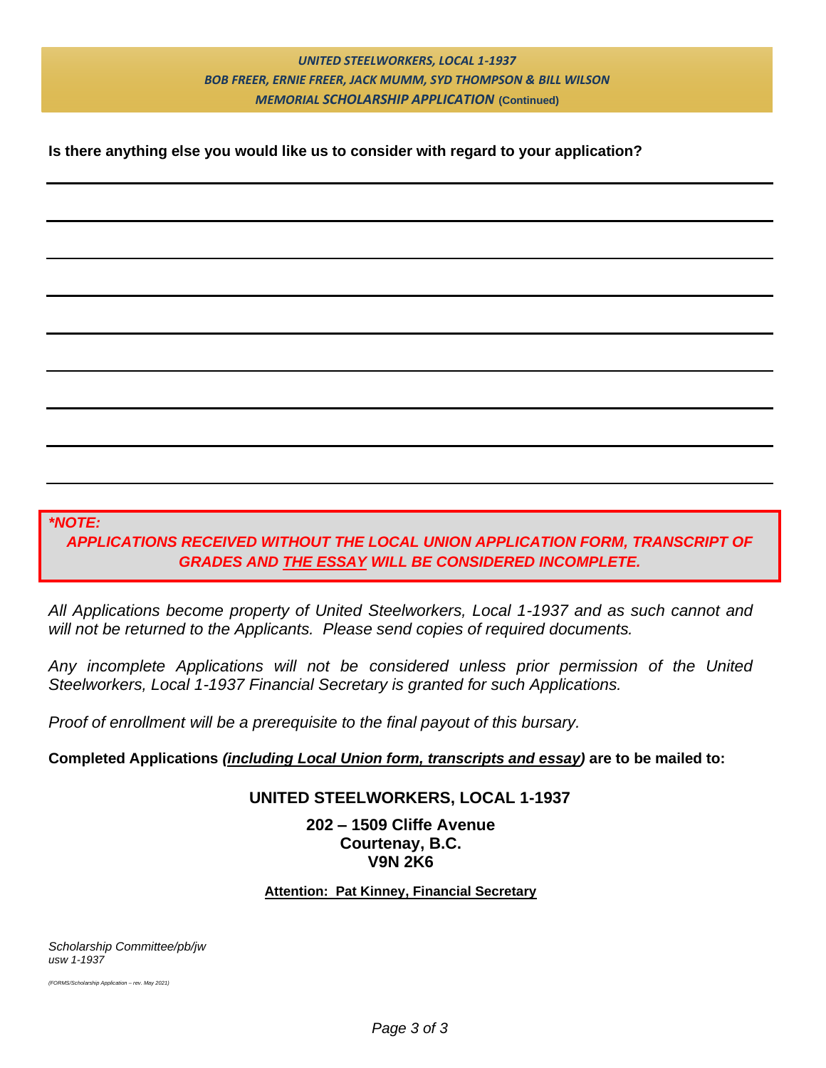*UNITED STEELWORKERS, LOCAL 1-1937*
*BOB FREER, ERNIE FREER, JACK MUMM, SYD THOMPSON & BILL WILSON*
*MEMORIAL SCHOLARSHIP APPLICATION* **(Continued)**

**Is there anything else you would like us to consider with regard to your application?**

______________________________________________________________________________

______________________________________________________________________________

______________________________________________________________________________

______________________________________________________________________________

______________________________________________________________________________

______________________________________________________________________________

______________________________________________________________________________

______________________________________________________________________________

______________________________________________________________________________

***NOTE:**
***APPLICATIONS RECEIVED WITHOUT THE LOCAL UNION APPLICATION FORM, TRANSCRIPT OF GRADES AND THE ESSAY WILL BE CONSIDERED INCOMPLETE.***

*All Applications become property of United Steelworkers, Local 1-1937 and as such cannot and will not be returned to the Applicants. Please send copies of required documents.*

*Any incomplete Applications will not be considered unless prior permission of the United Steelworkers, Local 1-1937 Financial Secretary is granted for such Applications.*

*Proof of enrollment will be a prerequisite to the final payout of this bursary.*

**Completed Applications *(including Local Union form, transcripts and essay)* are to be mailed to:**

**UNITED STEELWORKERS, LOCAL 1-1937**

**202 – 1509 Cliffe Avenue**
**Courtenay, B.C.**
**V9N 2K6**

**Attention: Pat Kinney, Financial Secretary**

*Scholarship Committee/pb/jw*
*usw 1-1937*

*(FORMS/Scholarship Application – rev. May 2021)*